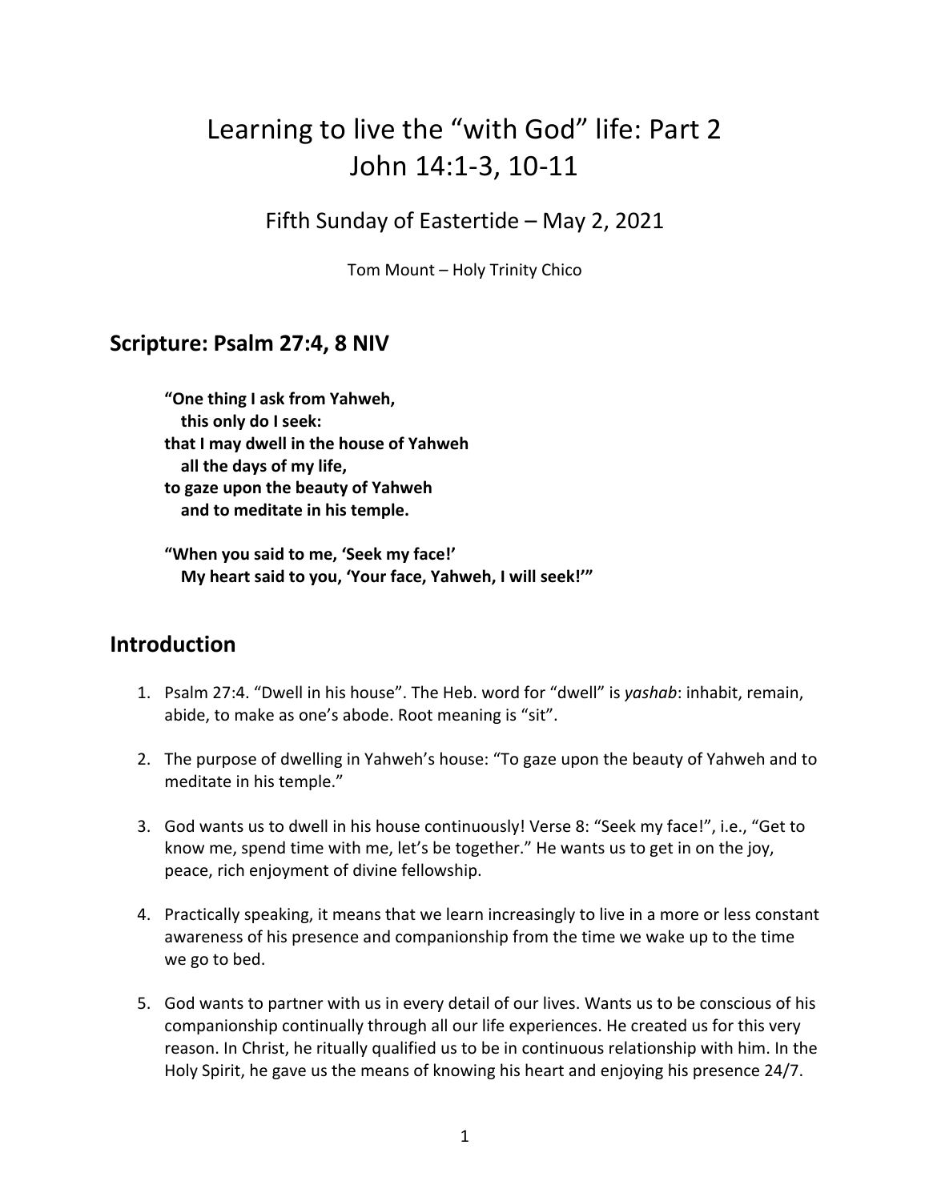# Learning to live the "with God" life: Part 2
# John 14:1-3, 10-11

### Fifth Sunday of Eastertide – May 2, 2021

Tom Mount – Holy Trinity Chico

## Scripture: Psalm 27:4, 8 NIV

> **"One thing I ask from Yahweh,**
> **this only do I seek:**
> **that I may dwell in the house of Yahweh**
> **all the days of my life,**
> **to gaze upon the beauty of Yahweh**
> **and to meditate in his temple.**
>
> **"When you said to me, 'Seek my face!'**
> **My heart said to you, 'Your face, Yahweh, I will seek!'"**

## Introduction

1. Psalm 27:4. "Dwell in his house". The Heb. word for "dwell" is *yashab*: inhabit, remain, abide, to make as one's abode. Root meaning is "sit".

2. The purpose of dwelling in Yahweh's house: "To gaze upon the beauty of Yahweh and to meditate in his temple."

3. God wants us to dwell in his house continuously! Verse 8: "Seek my face!", i.e., "Get to know me, spend time with me, let's be together." He wants us to get in on the joy, peace, rich enjoyment of divine fellowship.

4. Practically speaking, it means that we learn increasingly to live in a more or less constant awareness of his presence and companionship from the time we wake up to the time we go to bed.

5. God wants to partner with us in every detail of our lives. Wants us to be conscious of his companionship continually through all our life experiences. He created us for this very reason. In Christ, he ritually qualified us to be in continuous relationship with him. In the Holy Spirit, he gave us the means of knowing his heart and enjoying his presence 24/7.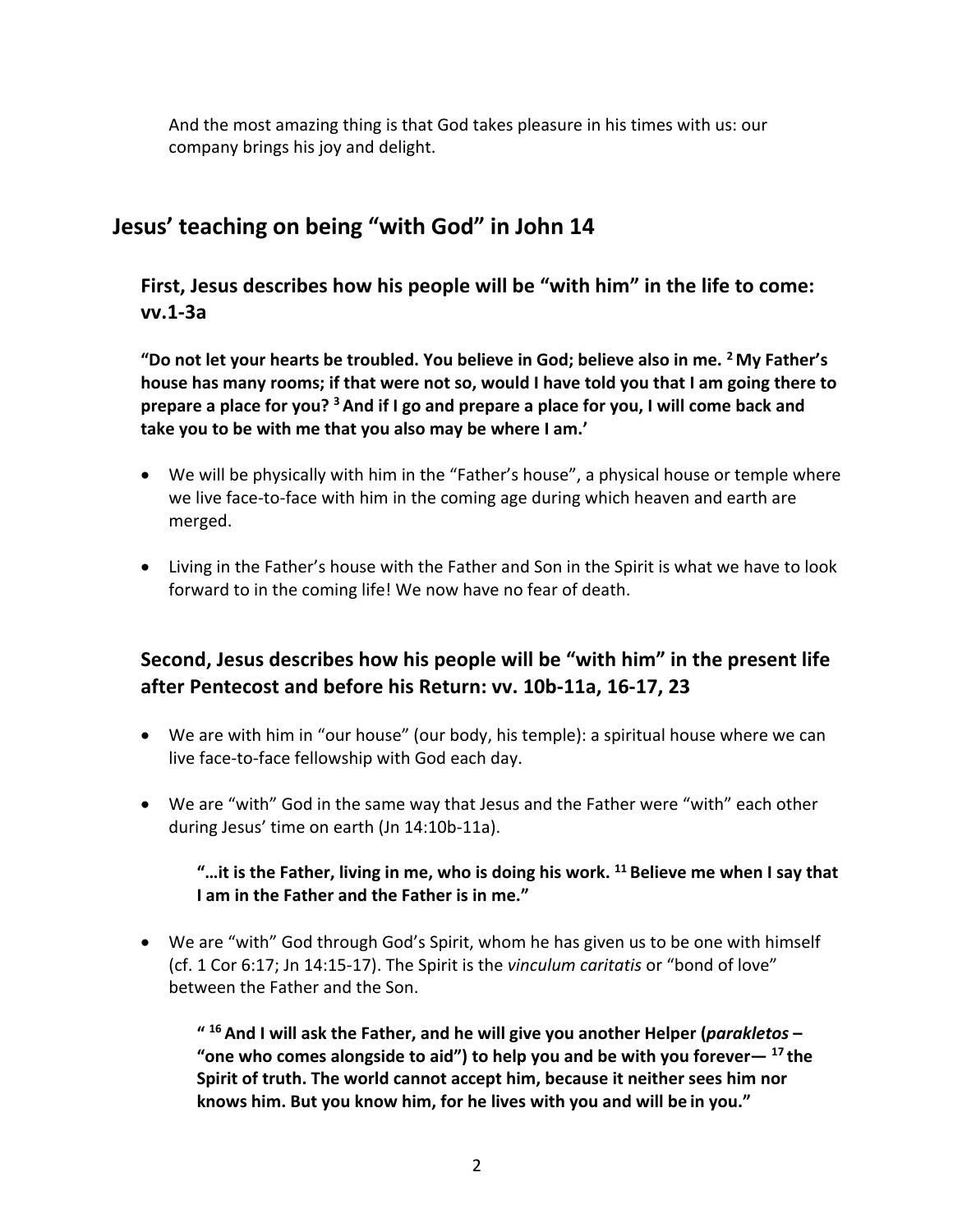And the most amazing thing is that God takes pleasure in his times with us: our company brings his joy and delight.

## Jesus' teaching on being "with God" in John 14

### First, Jesus describes how his people will be "with him" in the life to come: vv.1-3a

**"Do not let your hearts be troubled. You believe in God; believe also in me. [2] My Father's house has many rooms; if that were not so, would I have told you that I am going there to prepare a place for you? [3] And if I go and prepare a place for you, I will come back and take you to be with me that you also may be where I am.'**

- We will be physically with him in the "Father's house", a physical house or temple where we live face-to-face with him in the coming age during which heaven and earth are merged.
- Living in the Father's house with the Father and Son in the Spirit is what we have to look forward to in the coming life! We now have no fear of death.

### Second, Jesus describes how his people will be "with him" in the present life after Pentecost and before his Return: vv. 10b-11a, 16-17, 23

- We are with him in "our house" (our body, his temple): a spiritual house where we can live face-to-face fellowship with God each day.
- We are "with" God in the same way that Jesus and the Father were "with" each other during Jesus' time on earth (Jn 14:10b-11a).

  **"…it is the Father, living in me, who is doing his work. [11] Believe me when I say that I am in the Father and the Father is in me."**

- We are "with" God through God's Spirit, whom he has given us to be one with himself (cf. 1 Cor 6:17; Jn 14:15-17). The Spirit is the *vinculum caritatis* or "bond of love" between the Father and the Son.

  **" [16] And I will ask the Father, and he will give you another Helper (*parakletos* – "one who comes alongside to aid") to help you and be with you forever— [17] the Spirit of truth. The world cannot accept him, because it neither sees him nor knows him. But you know him, for he lives with you and will be in you."**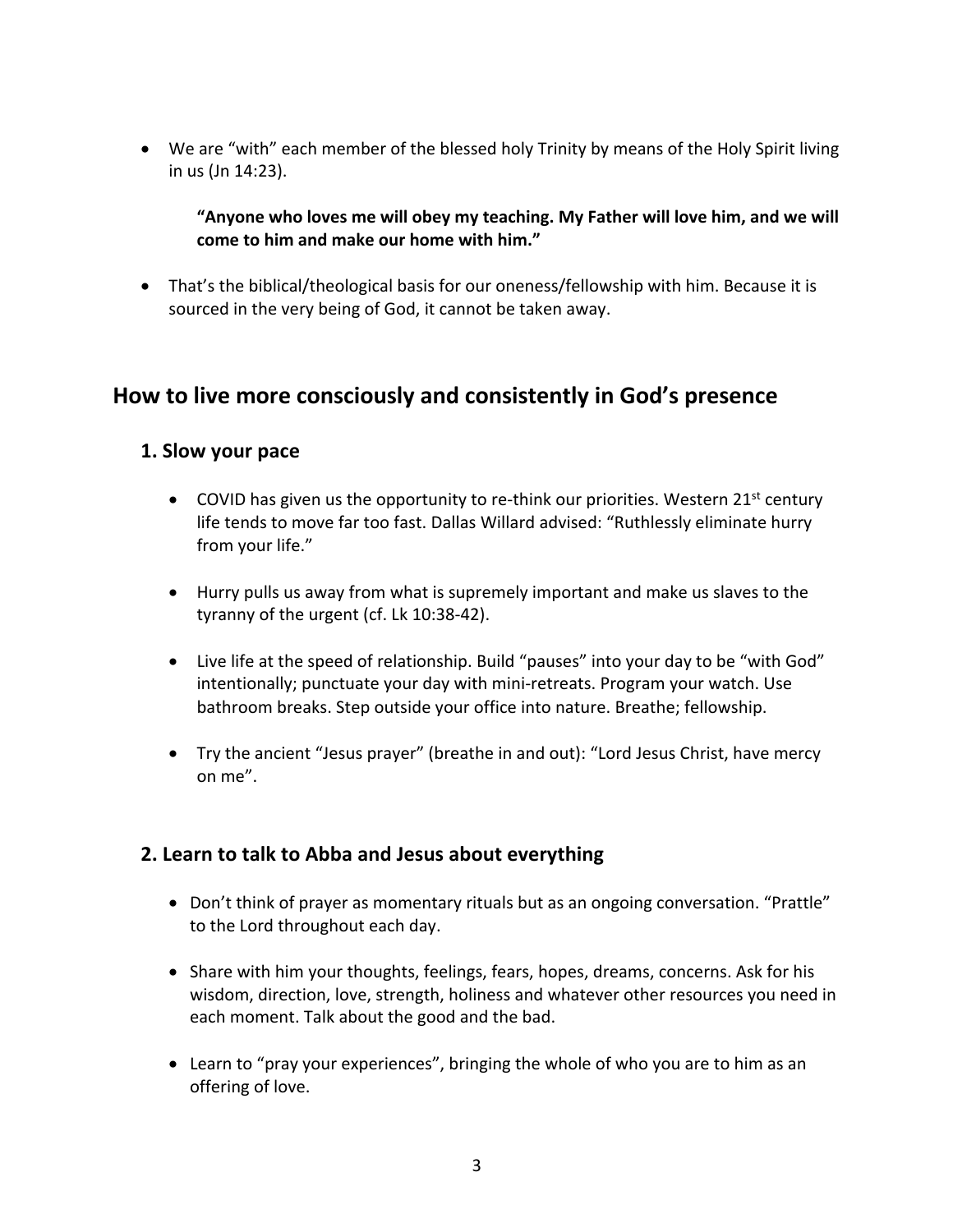- We are "with" each member of the blessed holy Trinity by means of the Holy Spirit living in us (Jn 14:23).

  **"Anyone who loves me will obey my teaching. My Father will love him, and we will come to him and make our home with him."**

- That's the biblical/theological basis for our oneness/fellowship with him. Because it is sourced in the very being of God, it cannot be taken away.

## How to live more consciously and consistently in God's presence

### 1. Slow your pace

- COVID has given us the opportunity to re-think our priorities. Western 21st century life tends to move far too fast. Dallas Willard advised: "Ruthlessly eliminate hurry from your life."

- Hurry pulls us away from what is supremely important and make us slaves to the tyranny of the urgent (cf. Lk 10:38-42).

- Live life at the speed of relationship. Build "pauses" into your day to be "with God" intentionally; punctuate your day with mini-retreats. Program your watch. Use bathroom breaks. Step outside your office into nature. Breathe; fellowship.

- Try the ancient "Jesus prayer" (breathe in and out): "Lord Jesus Christ, have mercy on me".

### 2. Learn to talk to Abba and Jesus about everything

- Don't think of prayer as momentary rituals but as an ongoing conversation. "Prattle" to the Lord throughout each day.

- Share with him your thoughts, feelings, fears, hopes, dreams, concerns. Ask for his wisdom, direction, love, strength, holiness and whatever other resources you need in each moment. Talk about the good and the bad.

- Learn to "pray your experiences", bringing the whole of who you are to him as an offering of love.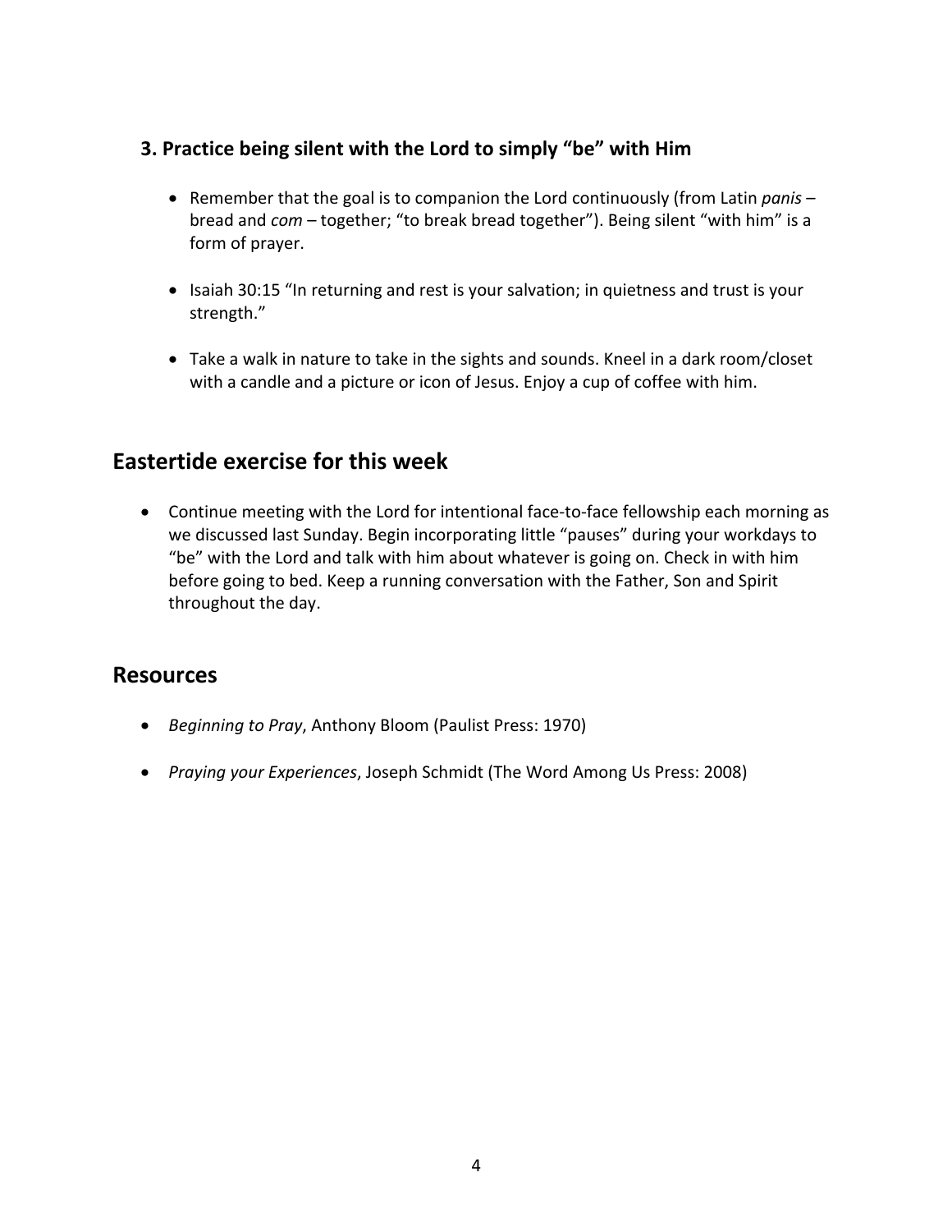### 3. Practice being silent with the Lord to simply "be" with Him

- Remember that the goal is to companion the Lord continuously (from Latin *panis* – bread and *com* – together; "to break bread together"). Being silent "with him" is a form of prayer.
- Isaiah 30:15 "In returning and rest is your salvation; in quietness and trust is your strength."
- Take a walk in nature to take in the sights and sounds. Kneel in a dark room/closet with a candle and a picture or icon of Jesus. Enjoy a cup of coffee with him.

## Eastertide exercise for this week

- Continue meeting with the Lord for intentional face-to-face fellowship each morning as we discussed last Sunday. Begin incorporating little "pauses" during your workdays to "be" with the Lord and talk with him about whatever is going on. Check in with him before going to bed. Keep a running conversation with the Father, Son and Spirit throughout the day.

## Resources

- *Beginning to Pray*, Anthony Bloom (Paulist Press: 1970)
- *Praying your Experiences*, Joseph Schmidt (The Word Among Us Press: 2008)